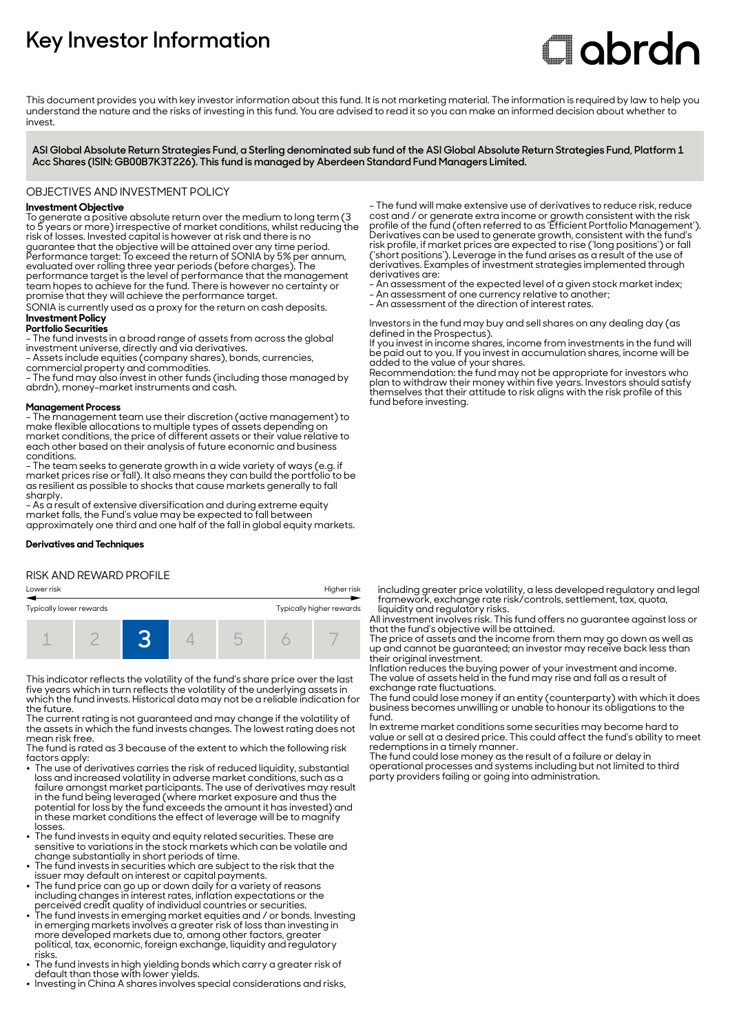# Key Investor Information

abrdn

This document provides you with key investor information about this fund. It is not marketing material. The information is required by law to help you understand the nature and the risks of investing in this fund. You are advised to read it so you can make an informed decision about whether to invest.

**ASI Global Absolute Return Strategies Fund, a Sterling denominated sub fund of the ASI Global Absolute Return Strategies Fund, Platform 1 Acc Shares (ISIN: GB00B7K3T226). This fund is managed by Aberdeen Standard Fund Managers Limited.**

## OBJECTIVES AND INVESTMENT POLICY

**Investment Objective**

To generate a positive absolute return over the medium to long term (3 to 5 years or more) irrespective of market conditions, whilst reducing the risk of losses. Invested capital is however at risk and there is no guarantee that the objective will be attained over any time period.

Performance target: To exceed the return of SONIA by 5% per annum, evaluated over rolling three year periods (before charges). The performance target is the level of performance that the management team hopes to achieve for the fund. There is however no certainty or promise that they will achieve the performance target.

SONIA is currently used as a proxy for the return on cash deposits.

**Investment Policy**

**Portfolio Securities**

- The fund invests in a broad range of assets from across the global investment universe, directly and via derivatives.
- Assets include equities (company shares), bonds, currencies, commercial property and commodities.
- The fund may also invest in other funds (including those managed by abrdn), money-market instruments and cash.

**Management Process**

- The management team use their discretion (active management) to make flexible allocations to multiple types of assets depending on market conditions, the price of different assets or their value relative to each other based on their analysis of future economic and business conditions.
- The team seeks to generate growth in a wide variety of ways (e.g. if market prices rise or fall). It also means they can build the portfolio to be as resilient as possible to shocks that cause markets generally to fall sharply.
- As a result of extensive diversification and during extreme equity market falls, the Fund's value may be expected to fall between approximately one third and one half of the fall in global equity markets.

**Derivatives and Techniques**

- The fund will make extensive use of derivatives to reduce risk, reduce cost and / or generate extra income or growth consistent with the risk profile of the fund (often referred to as 'Efficient Portfolio Management'). Derivatives can be used to generate growth, consistent with the fund's risk profile, if market prices are expected to rise ('long positions') or fall ('short positions'). Leverage in the fund arises as a result of the use of derivatives. Examples of investment strategies implemented through derivatives are:
- An assessment of the expected level of a given stock market index;
- An assessment of one currency relative to another;
- An assessment of the direction of interest rates.

Investors in the fund may buy and sell shares on any dealing day (as defined in the Prospectus).

If you invest in income shares, income from investments in the fund will be paid out to you. If you invest in accumulation shares, income will be added to the value of your shares.

Recommendation: the fund may not be appropriate for investors who plan to withdraw their money within five years. Investors should satisfy themselves that their attitude to risk aligns with the risk profile of this fund before investing.

## RISK AND REWARD PROFILE

Lower risk — Higher risk

Typically lower rewards — Typically higher rewards

1 2 **3** 4 5 6 7

This indicator reflects the volatility of the fund's share price over the last five years which in turn reflects the volatility of the underlying assets in which the fund invests. Historical data may not be a reliable indication for the future.

The current rating is not guaranteed and may change if the volatility of the assets in which the fund invests changes. The lowest rating does not mean risk free.

The fund is rated as 3 because of the extent to which the following risk factors apply:

- The use of derivatives carries the risk of reduced liquidity, substantial loss and increased volatility in adverse market conditions, such as a failure amongst market participants. The use of derivatives may result in the fund being leveraged (where market exposure and thus the potential for loss by the fund exceeds the amount it has invested) and in these market conditions the effect of leverage will be to magnify losses.
- The fund invests in equity and equity related securities. These are sensitive to variations in the stock markets which can be volatile and change substantially in short periods of time.
- The fund invests in securities which are subject to the risk that the issuer may default on interest or capital payments.
- The fund price can go up or down daily for a variety of reasons including changes in interest rates, inflation expectations or the perceived credit quality of individual countries or securities.
- The fund invests in emerging market equities and / or bonds. Investing in emerging markets involves a greater risk of loss than investing in more developed markets due to, among other factors, greater political, tax, economic, foreign exchange, liquidity and regulatory risks.
- The fund invests in high yielding bonds which carry a greater risk of default than those with lower yields.
- Investing in China A shares involves special considerations and risks, including greater price volatility, a less developed regulatory and legal framework, exchange rate risk/controls, settlement, tax, quota, liquidity and regulatory risks.

All investment involves risk. This fund offers no guarantee against loss or that the fund's objective will be attained.

The price of assets and the income from them may go down as well as up and cannot be guaranteed; an investor may receive back less than their original investment.

Inflation reduces the buying power of your investment and income.

The value of assets held in the fund may rise and fall as a result of exchange rate fluctuations.

The fund could lose money if an entity (counterparty) with which it does business becomes unwilling or unable to honour its obligations to the fund.

In extreme market conditions some securities may become hard to value or sell at a desired price. This could affect the fund's ability to meet redemptions in a timely manner.

The fund could lose money as the result of a failure or delay in operational processes and systems including but not limited to third party providers failing or going into administration.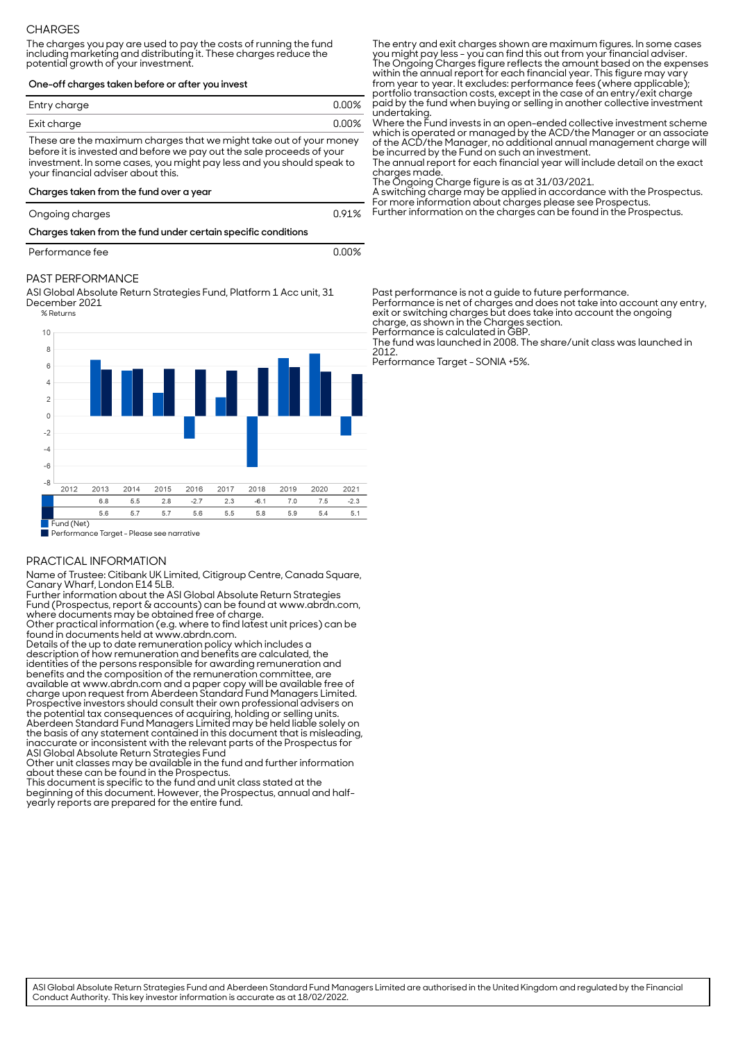## CHARGES

The charges you pay are used to pay the costs of running the fund including marketing and distributing it. These charges reduce the potential growth of your investment.

| One-off charges taken before or after you invest | |
|---|---|
| Entry charge | 0.00% |
| Exit charge | 0.00% |

These are the maximum charges that we might take out of your money before it is invested and before we pay out the sale proceeds of your investment. In some cases, you might pay less and you should speak to your financial adviser about this.

| Charges taken from the fund over a year | |
|---|---|
| Ongoing charges | 0.91% |

| Charges taken from the fund under certain specific conditions | |
|---|---|
| Performance fee | 0.00% |

The entry and exit charges shown are maximum figures. In some cases you might pay less - you can find this out from your financial adviser.
The Ongoing Charges figure reflects the amount based on the expenses within the annual report for each financial year. This figure may vary from year to year. It excludes: performance fees (where applicable); portfolio transaction costs, except in the case of an entry/exit charge paid by the fund when buying or selling in another collective investment undertaking.
Where the Fund invests in an open-ended collective investment scheme which is operated or managed by the ACD/the Manager or an associate of the ACD/the Manager, no additional annual management charge will be incurred by the Fund on such an investment.
The annual report for each financial year will include detail on the exact charges made.
The Ongoing Charge figure is as at 31/03/2021.
A switching charge may be applied in accordance with the Prospectus.
For more information about charges please see Prospectus.
Further information on the charges can be found in the Prospectus.

## PAST PERFORMANCE

ASI Global Absolute Return Strategies Fund, Platform 1 Acc unit, 31 December 2021

% Returns

10
8
6
4
2
0
-2
-4
-6
-8

2012 2013 2014 2015 2016 2017 2018 2019 2020 2021

Fund (Net): 6.8 5.5 2.8 -2.7 2.3 -6.1 7.0 7.5 -2.3

Performance Target - Please see narrative: 5.6 5.7 5.7 5.6 5.5 5.8 5.9 5.4 5.1

Past performance is not a guide to future performance.
Performance is net of charges and does not take into account any entry, exit or switching charges but does take into account the ongoing charge, as shown in the Charges section.
Performance is calculated in GBP.
The fund was launched in 2008. The share/unit class was launched in 2012.
Performance Target - SONIA +5%.

## PRACTICAL INFORMATION

Name of Trustee: Citibank UK Limited, Citigroup Centre, Canada Square, Canary Wharf, London E14 5LB.
Further information about the ASI Global Absolute Return Strategies Fund (Prospectus, report & accounts) can be found at www.abrdn.com, where documents may be obtained free of charge.
Other practical information (e.g. where to find latest unit prices) can be found in documents held at www.abrdn.com.
Details of the up to date remuneration policy which includes a description of how remuneration and benefits are calculated, the identities of the persons responsible for awarding remuneration and benefits and the composition of the remuneration committee, are available at www.abrdn.com and a paper copy will be available free of charge upon request from Aberdeen Standard Fund Managers Limited.
Prospective investors should consult their own professional advisers on the potential tax consequences of acquiring, holding or selling units.
Aberdeen Standard Fund Managers Limited may be held liable solely on the basis of any statement contained in this document that is misleading, inaccurate or inconsistent with the relevant parts of the Prospectus for ASI Global Absolute Return Strategies Fund
Other unit classes may be available in the fund and further information about these can be found in the Prospectus.
This document is specific to the fund and unit class stated at the beginning of this document. However, the Prospectus, annual and half-yearly reports are prepared for the entire fund.

ASI Global Absolute Return Strategies Fund and Aberdeen Standard Fund Managers Limited are authorised in the United Kingdom and regulated by the Financial Conduct Authority. This key investor information is accurate as at 18/02/2022.